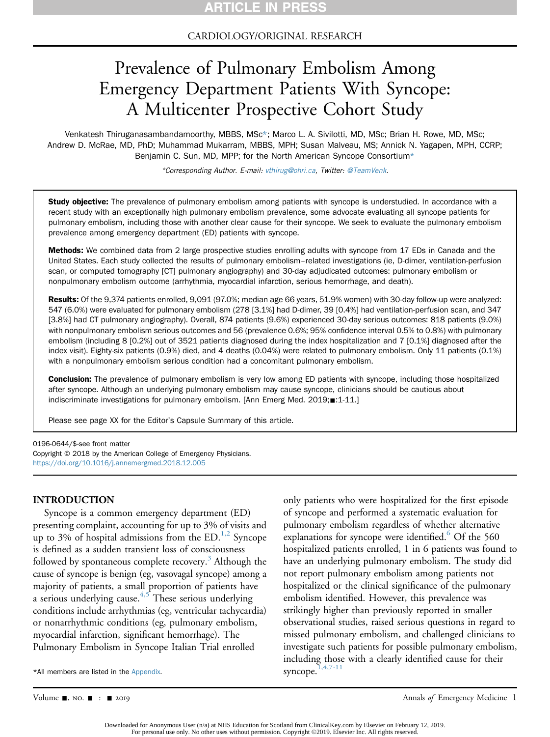CARDIOLOGY/ORIGINAL RESEARCH

# Prevalence of Pulmonary Embolism Among Emergency Department Patients With Syncope: A Multicenter Prospective Cohort Study

Venkatesh Thiruganasambandamoorthy, MBBS, MSc*; Marco L. A. Sivilotti, MD, MSc; Brian H. Rowe, MD, MSc; Andrew D. McRae, MD, PhD; Muhammad Mukarram, MBBS, MPH; Susan Malveau, MS; Annick N. Yagapen, MPH, CCRP; Benjamin C. Sun, MD, MPP; for the North American Syncope Consortium*

*Corresponding Author. E-mail: vthirug@ohri.ca, Twitter: @TeamVenk.

**Study objective:** The prevalence of pulmonary embolism among patients with syncope is understudied. In accordance with a recent study with an exceptionally high pulmonary embolism prevalence, some advocate evaluating all syncope patients for pulmonary embolism, including those with another clear cause for their syncope. We seek to evaluate the pulmonary embolism prevalence among emergency department (ED) patients with syncope.

**Methods:** We combined data from 2 large prospective studies enrolling adults with syncope from 17 EDs in Canada and the United States. Each study collected the results of pulmonary embolism–related investigations (ie, D-dimer, ventilation-perfusion scan, or computed tomography [CT] pulmonary angiography) and 30-day adjudicated outcomes: pulmonary embolism or nonpulmonary embolism outcome (arrhythmia, myocardial infarction, serious hemorrhage, and death).

**Results:** Of the 9,374 patients enrolled, 9,091 (97.0%; median age 66 years, 51.9% women) with 30-day follow-up were analyzed: 547 (6.0%) were evaluated for pulmonary embolism (278 [3.1%] had D-dimer, 39 [0.4%] had ventilation-perfusion scan, and 347 [3.8%] had CT pulmonary angiography). Overall, 874 patients (9.6%) experienced 30-day serious outcomes: 818 patients (9.0%) with nonpulmonary embolism serious outcomes and 56 (prevalence 0.6%; 95% confidence interval 0.5% to 0.8%) with pulmonary embolism (including 8 [0.2%] out of 3521 patients diagnosed during the index hospitalization and 7 [0.1%] diagnosed after the index visit). Eighty-six patients (0.9%) died, and 4 deaths (0.04%) were related to pulmonary embolism. Only 11 patients (0.1%) with a nonpulmonary embolism serious condition had a concomitant pulmonary embolism.

**Conclusion:** The prevalence of pulmonary embolism is very low among ED patients with syncope, including those hospitalized after syncope. Although an underlying pulmonary embolism may cause syncope, clinicians should be cautious about indiscriminate investigations for pulmonary embolism. [Ann Emerg Med. 2019;■:1-11.]

Please see page XX for the Editor's Capsule Summary of this article.

0196-0644/$-see front matter
Copyright © 2018 by the American College of Emergency Physicians.
https://doi.org/10.1016/j.annemergmed.2018.12.005

## INTRODUCTION

Syncope is a common emergency department (ED) presenting complaint, accounting for up to 3% of visits and up to 3% of hospital admissions from the ED.[1,2] Syncope is defined as a sudden transient loss of consciousness followed by spontaneous complete recovery.[3] Although the cause of syncope is benign (eg, vasovagal syncope) among a majority of patients, a small proportion of patients have a serious underlying cause.[4,5] These serious underlying conditions include arrhythmias (eg, ventricular tachycardia) or nonarrhythmic conditions (eg, pulmonary embolism, myocardial infarction, significant hemorrhage). The Pulmonary Embolism in Syncope Italian Trial enrolled only patients who were hospitalized for the first episode of syncope and performed a systematic evaluation for pulmonary embolism regardless of whether alternative explanations for syncope were identified.[6] Of the 560 hospitalized patients enrolled, 1 in 6 patients was found to have an underlying pulmonary embolism. The study did not report pulmonary embolism among patients not hospitalized or the clinical significance of the pulmonary embolism identified. However, this prevalence was strikingly higher than previously reported in smaller observational studies, raised serious questions in regard to missed pulmonary embolism, and challenged clinicians to investigate such patients for possible pulmonary embolism, including those with a clearly identified cause for their syncope.[1,4,7-11]

*All members are listed in the Appendix.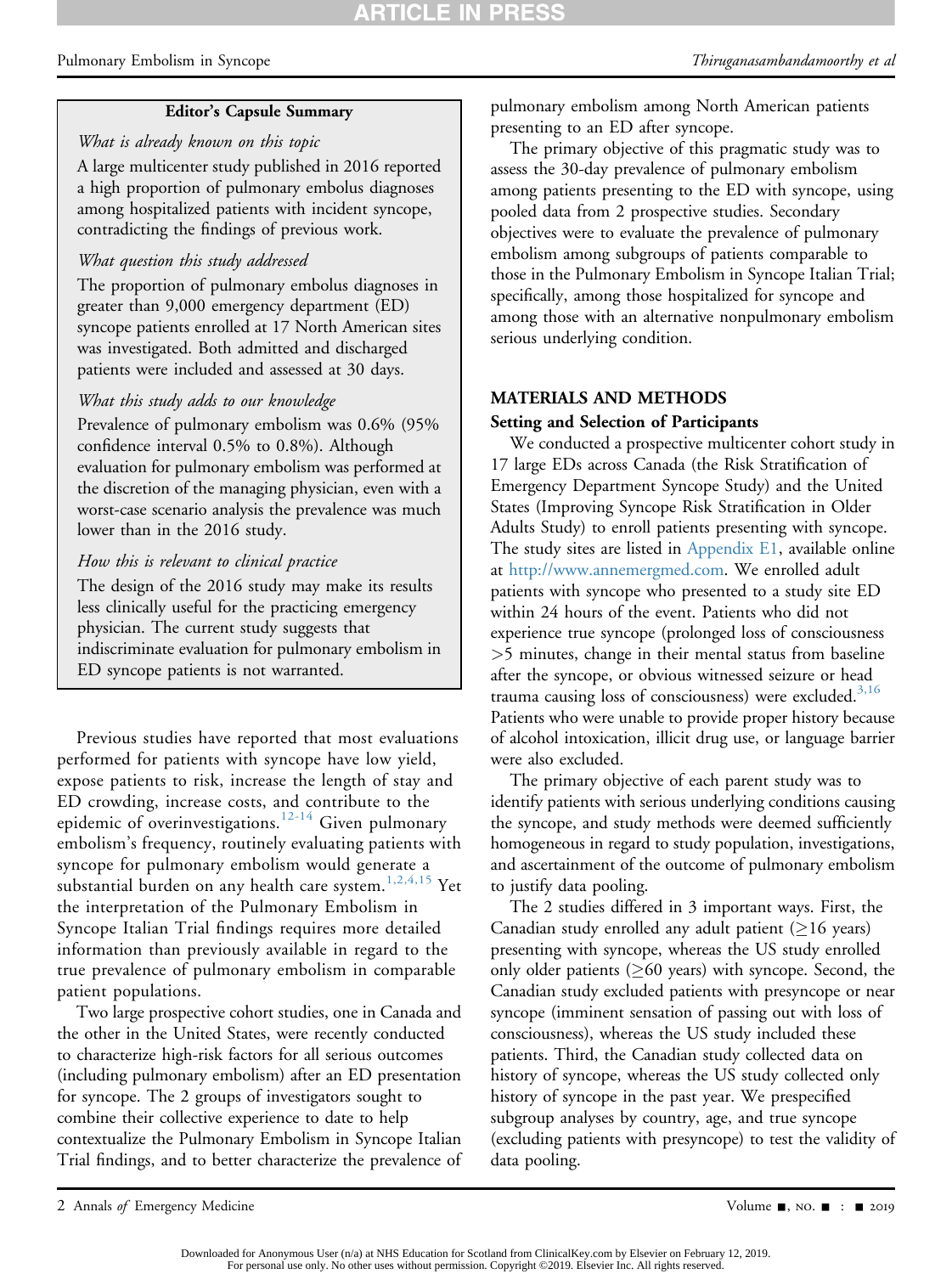**Editor's Capsule Summary**

*What is already known on this topic*

A large multicenter study published in 2016 reported a high proportion of pulmonary embolus diagnoses among hospitalized patients with incident syncope, contradicting the findings of previous work.

*What question this study addressed*

The proportion of pulmonary embolus diagnoses in greater than 9,000 emergency department (ED) syncope patients enrolled at 17 North American sites was investigated. Both admitted and discharged patients were included and assessed at 30 days.

*What this study adds to our knowledge*

Prevalence of pulmonary embolism was 0.6% (95% confidence interval 0.5% to 0.8%). Although evaluation for pulmonary embolism was performed at the discretion of the managing physician, even with a worst-case scenario analysis the prevalence was much lower than in the 2016 study.

*How this is relevant to clinical practice*

The design of the 2016 study may make its results less clinically useful for the practicing emergency physician. The current study suggests that indiscriminate evaluation for pulmonary embolism in ED syncope patients is not warranted.

Previous studies have reported that most evaluations performed for patients with syncope have low yield, expose patients to risk, increase the length of stay and ED crowding, increase costs, and contribute to the epidemic of overinvestigations.[12-14] Given pulmonary embolism's frequency, routinely evaluating patients with syncope for pulmonary embolism would generate a substantial burden on any health care system.[1,2,4,15] Yet the interpretation of the Pulmonary Embolism in Syncope Italian Trial findings requires more detailed information than previously available in regard to the true prevalence of pulmonary embolism in comparable patient populations.

Two large prospective cohort studies, one in Canada and the other in the United States, were recently conducted to characterize high-risk factors for all serious outcomes (including pulmonary embolism) after an ED presentation for syncope. The 2 groups of investigators sought to combine their collective experience to date to help contextualize the Pulmonary Embolism in Syncope Italian Trial findings, and to better characterize the prevalence of pulmonary embolism among North American patients presenting to an ED after syncope.

The primary objective of this pragmatic study was to assess the 30-day prevalence of pulmonary embolism among patients presenting to the ED with syncope, using pooled data from 2 prospective studies. Secondary objectives were to evaluate the prevalence of pulmonary embolism among subgroups of patients comparable to those in the Pulmonary Embolism in Syncope Italian Trial; specifically, among those hospitalized for syncope and among those with an alternative nonpulmonary embolism serious underlying condition.

## MATERIALS AND METHODS

### Setting and Selection of Participants

We conducted a prospective multicenter cohort study in 17 large EDs across Canada (the Risk Stratification of Emergency Department Syncope Study) and the United States (Improving Syncope Risk Stratification in Older Adults Study) to enroll patients presenting with syncope. The study sites are listed in Appendix E1, available online at http://www.annemergmed.com. We enrolled adult patients with syncope who presented to a study site ED within 24 hours of the event. Patients who did not experience true syncope (prolonged loss of consciousness >5 minutes, change in their mental status from baseline after the syncope, or obvious witnessed seizure or head trauma causing loss of consciousness) were excluded.[3,16] Patients who were unable to provide proper history because of alcohol intoxication, illicit drug use, or language barrier were also excluded.

The primary objective of each parent study was to identify patients with serious underlying conditions causing the syncope, and study methods were deemed sufficiently homogeneous in regard to study population, investigations, and ascertainment of the outcome of pulmonary embolism to justify data pooling.

The 2 studies differed in 3 important ways. First, the Canadian study enrolled any adult patient (≥16 years) presenting with syncope, whereas the US study enrolled only older patients (≥60 years) with syncope. Second, the Canadian study excluded patients with presyncope or near syncope (imminent sensation of passing out with loss of consciousness), whereas the US study included these patients. Third, the Canadian study collected data on history of syncope, whereas the US study collected only history of syncope in the past year. We prespecified subgroup analyses by country, age, and true syncope (excluding patients with presyncope) to test the validity of data pooling.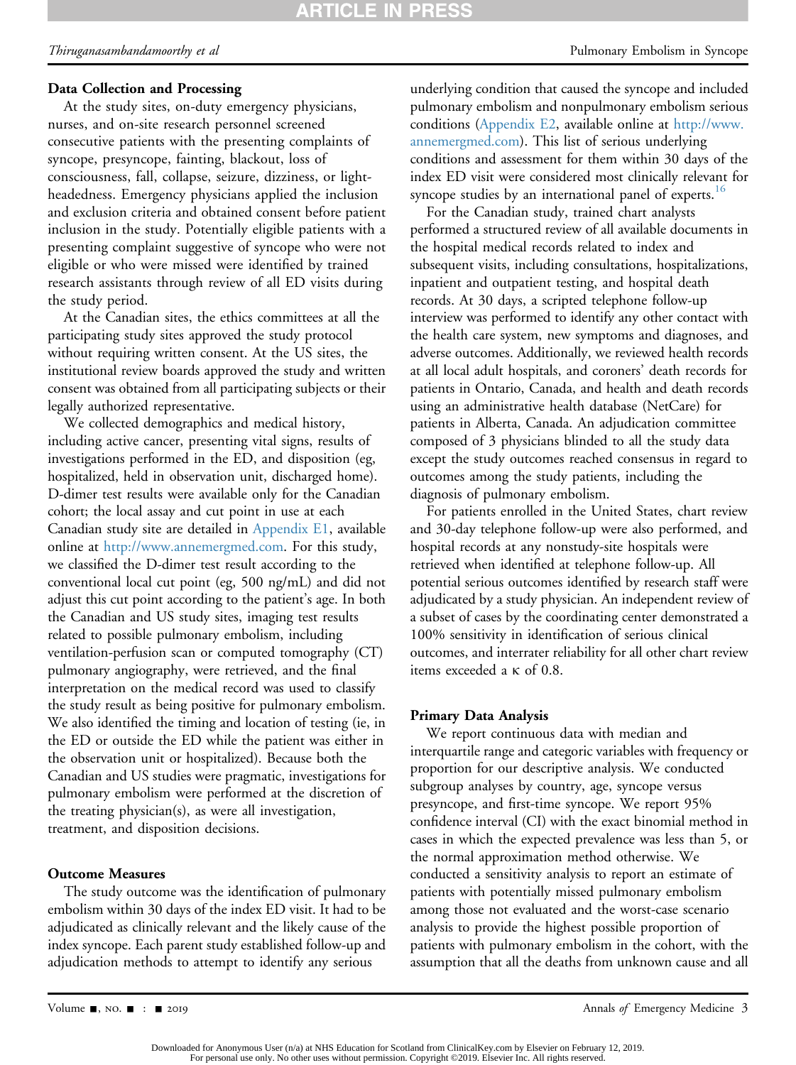### Data Collection and Processing

At the study sites, on-duty emergency physicians, nurses, and on-site research personnel screened consecutive patients with the presenting complaints of syncope, presyncope, fainting, blackout, loss of consciousness, fall, collapse, seizure, dizziness, or light-headedness. Emergency physicians applied the inclusion and exclusion criteria and obtained consent before patient inclusion in the study. Potentially eligible patients with a presenting complaint suggestive of syncope who were not eligible or who were missed were identified by trained research assistants through review of all ED visits during the study period.

At the Canadian sites, the ethics committees at all the participating study sites approved the study protocol without requiring written consent. At the US sites, the institutional review boards approved the study and written consent was obtained from all participating subjects or their legally authorized representative.

We collected demographics and medical history, including active cancer, presenting vital signs, results of investigations performed in the ED, and disposition (eg, hospitalized, held in observation unit, discharged home). D-dimer test results were available only for the Canadian cohort; the local assay and cut point in use at each Canadian study site are detailed in Appendix E1, available online at http://www.annemergmed.com. For this study, we classified the D-dimer test result according to the conventional local cut point (eg, 500 ng/mL) and did not adjust this cut point according to the patient's age. In both the Canadian and US study sites, imaging test results related to possible pulmonary embolism, including ventilation-perfusion scan or computed tomography (CT) pulmonary angiography, were retrieved, and the final interpretation on the medical record was used to classify the study result as being positive for pulmonary embolism. We also identified the timing and location of testing (ie, in the ED or outside the ED while the patient was either in the observation unit or hospitalized). Because both the Canadian and US studies were pragmatic, investigations for pulmonary embolism were performed at the discretion of the treating physician(s), as were all investigation, treatment, and disposition decisions.

### Outcome Measures

The study outcome was the identification of pulmonary embolism within 30 days of the index ED visit. It had to be adjudicated as clinically relevant and the likely cause of the index syncope. Each parent study established follow-up and adjudication methods to attempt to identify any serious underlying condition that caused the syncope and included pulmonary embolism and nonpulmonary embolism serious conditions (Appendix E2, available online at http://www.annemergmed.com). This list of serious underlying conditions and assessment for them within 30 days of the index ED visit were considered most clinically relevant for syncope studies by an international panel of experts.[16]

For the Canadian study, trained chart analysts performed a structured review of all available documents in the hospital medical records related to index and subsequent visits, including consultations, hospitalizations, inpatient and outpatient testing, and hospital death records. At 30 days, a scripted telephone follow-up interview was performed to identify any other contact with the health care system, new symptoms and diagnoses, and adverse outcomes. Additionally, we reviewed health records at all local adult hospitals, and coroners' death records for patients in Ontario, Canada, and health and death records using an administrative health database (NetCare) for patients in Alberta, Canada. An adjudication committee composed of 3 physicians blinded to all the study data except the study outcomes reached consensus in regard to outcomes among the study patients, including the diagnosis of pulmonary embolism.

For patients enrolled in the United States, chart review and 30-day telephone follow-up were also performed, and hospital records at any nonstudy-site hospitals were retrieved when identified at telephone follow-up. All potential serious outcomes identified by research staff were adjudicated by a study physician. An independent review of a subset of cases by the coordinating center demonstrated a 100% sensitivity in identification of serious clinical outcomes, and interrater reliability for all other chart review items exceeded a $\kappa$ of 0.8.

### Primary Data Analysis

We report continuous data with median and interquartile range and categoric variables with frequency or proportion for our descriptive analysis. We conducted subgroup analyses by country, age, syncope versus presyncope, and first-time syncope. We report 95% confidence interval (CI) with the exact binomial method in cases in which the expected prevalence was less than 5, or the normal approximation method otherwise. We conducted a sensitivity analysis to report an estimate of patients with potentially missed pulmonary embolism among those not evaluated and the worst-case scenario analysis to provide the highest possible proportion of patients with pulmonary embolism in the cohort, with the assumption that all the deaths from unknown cause and all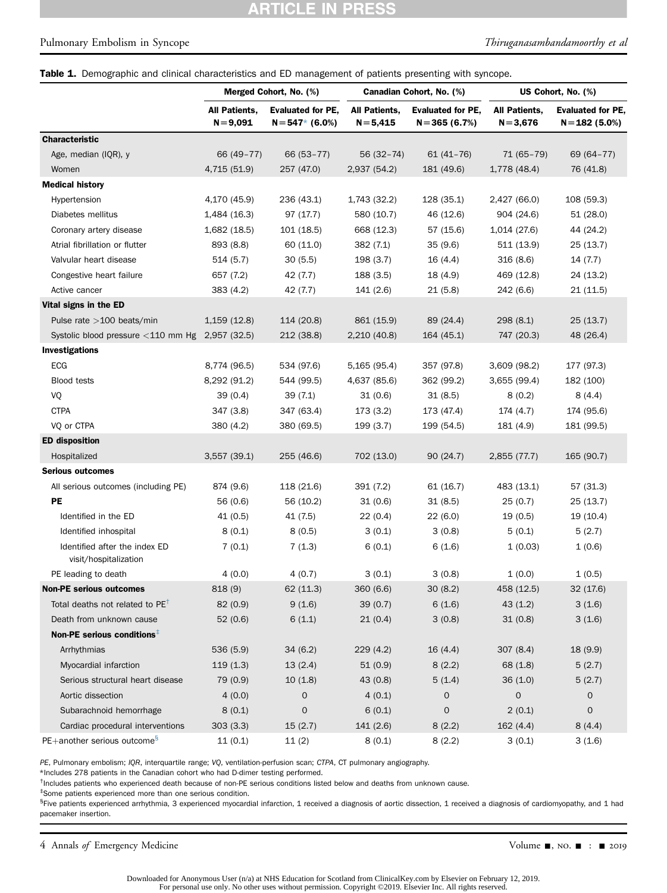**Table 1.** Demographic and clinical characteristics and ED management of patients presenting with syncope.

| | Merged Cohort, No. (%) | | Canadian Cohort, No. (%) | | US Cohort, No. (%) | |
|---|---|---|---|---|---|---|
| | All Patients, N=9,091 | Evaluated for PE, N=547* (6.0%) | All Patients, N=5,415 | Evaluated for PE, N=365 (6.7%) | All Patients, N=3,676 | Evaluated for PE, N=182 (5.0%) |
| **Characteristic** | | | | | | |
| Age, median (IQR), y | 66 (49–77) | 66 (53–77) | 56 (32–74) | 61 (41–76) | 71 (65–79) | 69 (64–77) |
| Women | 4,715 (51.9) | 257 (47.0) | 2,937 (54.2) | 181 (49.6) | 1,778 (48.4) | 76 (41.8) |
| **Medical history** | | | | | | |
| Hypertension | 4,170 (45.9) | 236 (43.1) | 1,743 (32.2) | 128 (35.1) | 2,427 (66.0) | 108 (59.3) |
| Diabetes mellitus | 1,484 (16.3) | 97 (17.7) | 580 (10.7) | 46 (12.6) | 904 (24.6) | 51 (28.0) |
| Coronary artery disease | 1,682 (18.5) | 101 (18.5) | 668 (12.3) | 57 (15.6) | 1,014 (27.6) | 44 (24.2) |
| Atrial fibrillation or flutter | 893 (8.8) | 60 (11.0) | 382 (7.1) | 35 (9.6) | 511 (13.9) | 25 (13.7) |
| Valvular heart disease | 514 (5.7) | 30 (5.5) | 198 (3.7) | 16 (4.4) | 316 (8.6) | 14 (7.7) |
| Congestive heart failure | 657 (7.2) | 42 (7.7) | 188 (3.5) | 18 (4.9) | 469 (12.8) | 24 (13.2) |
| Active cancer | 383 (4.2) | 42 (7.7) | 141 (2.6) | 21 (5.8) | 242 (6.6) | 21 (11.5) |
| **Vital signs in the ED** | | | | | | |
| Pulse rate >100 beats/min | 1,159 (12.8) | 114 (20.8) | 861 (15.9) | 89 (24.4) | 298 (8.1) | 25 (13.7) |
| Systolic blood pressure <110 mm Hg | 2,957 (32.5) | 212 (38.8) | 2,210 (40.8) | 164 (45.1) | 747 (20.3) | 48 (26.4) |
| **Investigations** | | | | | | |
| ECG | 8,774 (96.5) | 534 (97.6) | 5,165 (95.4) | 357 (97.8) | 3,609 (98.2) | 177 (97.3) |
| Blood tests | 8,292 (91.2) | 544 (99.5) | 4,637 (85.6) | 362 (99.2) | 3,655 (99.4) | 182 (100) |
| VQ | 39 (0.4) | 39 (7.1) | 31 (0.6) | 31 (8.5) | 8 (0.2) | 8 (4.4) |
| CTPA | 347 (3.8) | 347 (63.4) | 173 (3.2) | 173 (47.4) | 174 (4.7) | 174 (95.6) |
| VQ or CTPA | 380 (4.2) | 380 (69.5) | 199 (3.7) | 199 (54.5) | 181 (4.9) | 181 (99.5) |
| **ED disposition** | | | | | | |
| Hospitalized | 3,557 (39.1) | 255 (46.6) | 702 (13.0) | 90 (24.7) | 2,855 (77.7) | 165 (90.7) |
| **Serious outcomes** | | | | | | |
| All serious outcomes (including PE) | 874 (9.6) | 118 (21.6) | 391 (7.2) | 61 (16.7) | 483 (13.1) | 57 (31.3) |
| **PE** | 56 (0.6) | 56 (10.2) | 31 (0.6) | 31 (8.5) | 25 (0.7) | 25 (13.7) |
| Identified in the ED | 41 (0.5) | 41 (7.5) | 22 (0.4) | 22 (6.0) | 19 (0.5) | 19 (10.4) |
| Identified inhospital | 8 (0.1) | 8 (0.5) | 3 (0.1) | 3 (0.8) | 5 (0.1) | 5 (2.7) |
| Identified after the index ED visit/hospitalization | 7 (0.1) | 7 (1.3) | 6 (0.1) | 6 (1.6) | 1 (0.03) | 1 (0.6) |
| PE leading to death | 4 (0.0) | 4 (0.7) | 3 (0.1) | 3 (0.8) | 1 (0.0) | 1 (0.5) |
| **Non-PE serious outcomes** | 818 (9) | 62 (11.3) | 360 (6.6) | 30 (8.2) | 458 (12.5) | 32 (17.6) |
| Total deaths not related to PE[†] | 82 (0.9) | 9 (1.6) | 39 (0.7) | 6 (1.6) | 43 (1.2) | 3 (1.6) |
| Death from unknown cause | 52 (0.6) | 6 (1.1) | 21 (0.4) | 3 (0.8) | 31 (0.8) | 3 (1.6) |
| **Non-PE serious conditions**[‡] | | | | | | |
| Arrhythmias | 536 (5.9) | 34 (6.2) | 229 (4.2) | 16 (4.4) | 307 (8.4) | 18 (9.9) |
| Myocardial infarction | 119 (1.3) | 13 (2.4) | 51 (0.9) | 8 (2.2) | 68 (1.8) | 5 (2.7) |
| Serious structural heart disease | 79 (0.9) | 10 (1.8) | 43 (0.8) | 5 (1.4) | 36 (1.0) | 5 (2.7) |
| Aortic dissection | 4 (0.0) | 0 | 4 (0.1) | 0 | 0 | 0 |
| Subarachnoid hemorrhage | 8 (0.1) | 0 | 6 (0.1) | 0 | 2 (0.1) | 0 |
| Cardiac procedural interventions | 303 (3.3) | 15 (2.7) | 141 (2.6) | 8 (2.2) | 162 (4.4) | 8 (4.4) |
| PE+another serious outcome[§] | 11 (0.1) | 11 (2) | 8 (0.1) | 8 (2.2) | 3 (0.1) | 3 (1.6) |

*PE*, Pulmonary embolism; *IQR*, interquartile range; *VQ*, ventilation-perfusion scan; *CTPA*, CT pulmonary angiography.
*Includes 278 patients in the Canadian cohort who had D-dimer testing performed.
[†]Includes patients who experienced death because of non-PE serious conditions listed below and deaths from unknown cause.
[‡]Some patients experienced more than one serious condition.
[§]Five patients experienced arrhythmia, 3 experienced myocardial infarction, 1 received a diagnosis of aortic dissection, 1 received a diagnosis of cardiomyopathy, and 1 had pacemaker insertion.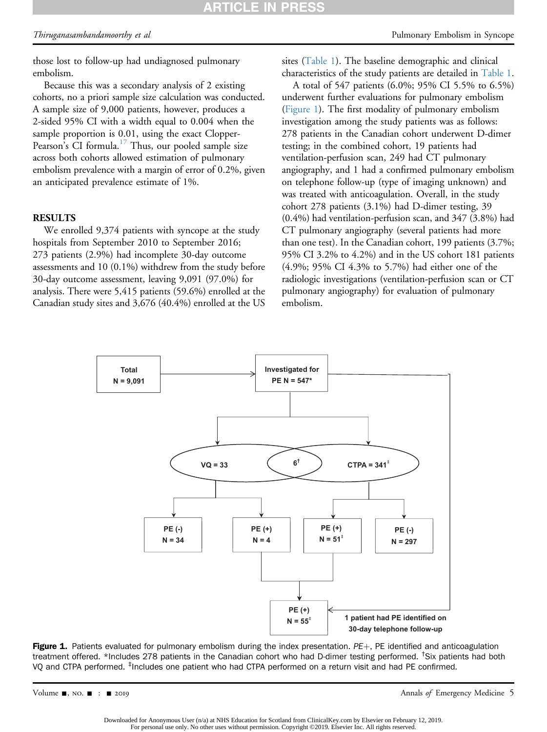those lost to follow-up had undiagnosed pulmonary embolism.

Because this was a secondary analysis of 2 existing cohorts, no a priori sample size calculation was conducted. A sample size of 9,000 patients, however, produces a 2-sided 95% CI with a width equal to 0.004 when the sample proportion is 0.01, using the exact Clopper-Pearson's CI formula.[17] Thus, our pooled sample size across both cohorts allowed estimation of pulmonary embolism prevalence with a margin of error of 0.2%, given an anticipated prevalence estimate of 1%.

## RESULTS

We enrolled 9,374 patients with syncope at the study hospitals from September 2010 to September 2016; 273 patients (2.9%) had incomplete 30-day outcome assessments and 10 (0.1%) withdrew from the study before 30-day outcome assessment, leaving 9,091 (97.0%) for analysis. There were 5,415 patients (59.6%) enrolled at the Canadian study sites and 3,676 (40.4%) enrolled at the US sites (Table 1). The baseline demographic and clinical characteristics of the study patients are detailed in Table 1.

A total of 547 patients (6.0%; 95% CI 5.5% to 6.5%) underwent further evaluations for pulmonary embolism (Figure 1). The first modality of pulmonary embolism investigation among the study patients was as follows: 278 patients in the Canadian cohort underwent D-dimer testing; in the combined cohort, 19 patients had ventilation-perfusion scan, 249 had CT pulmonary angiography, and 1 had a confirmed pulmonary embolism on telephone follow-up (type of imaging unknown) and was treated with anticoagulation. Overall, in the study cohort 278 patients (3.1%) had D-dimer testing, 39 (0.4%) had ventilation-perfusion scan, and 347 (3.8%) had CT pulmonary angiography (several patients had more than one test). In the Canadian cohort, 199 patients (3.7%; 95% CI 3.2% to 4.2%) and in the US cohort 181 patients (4.9%; 95% CI 4.3% to 5.7%) had either one of the radiologic investigations (ventilation-perfusion scan or CT pulmonary angiography) for evaluation of pulmonary embolism.

Total N = 9,091 → Investigated for PE N = 547*

VQ = 33 | 6† | CTPA = 341‡

VQ: PE (-) N = 34; PE (+) N = 4

CTPA: PE (+) N = 51‡; PE (-) N = 297

PE (+) N = 55‡ ← 1 patient had PE identified on 30-day telephone follow-up

**Figure 1.** Patients evaluated for pulmonary embolism during the index presentation. *PE+*, PE identified and anticoagulation treatment offered. *Includes 278 patients in the Canadian cohort who had D-dimer testing performed. †Six patients had both VQ and CTPA performed. ‡Includes one patient who had CTPA performed on a return visit and had PE confirmed.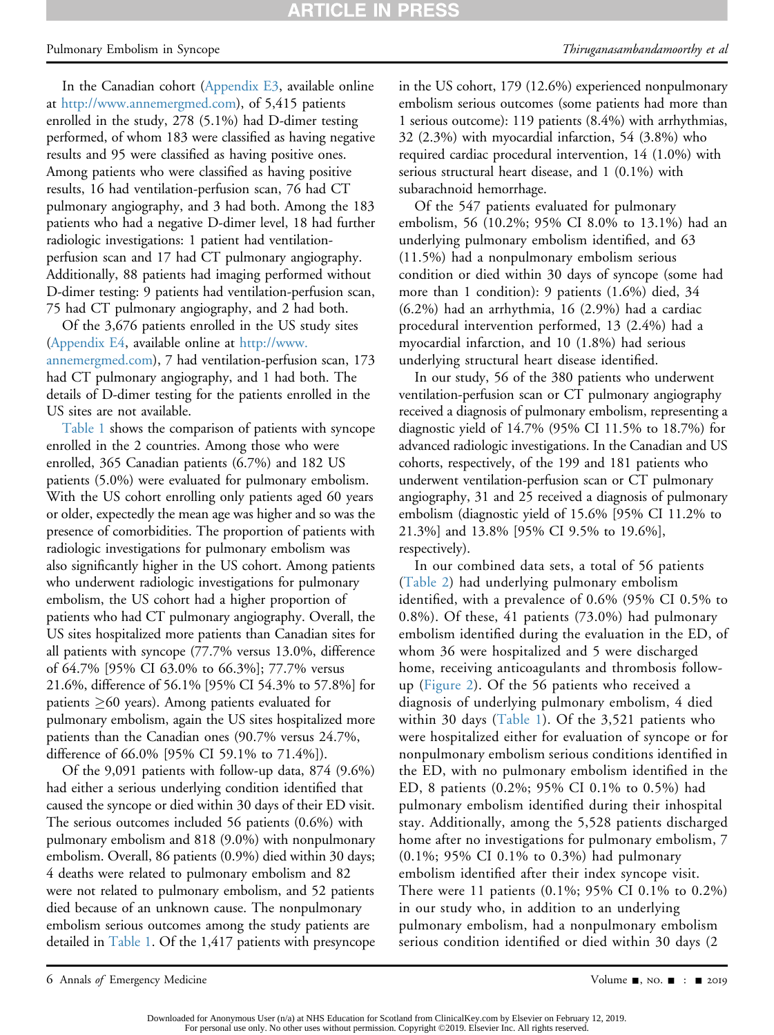In the Canadian cohort (Appendix E3, available online at http://www.annemergmed.com), of 5,415 patients enrolled in the study, 278 (5.1%) had D-dimer testing performed, of whom 183 were classified as having negative results and 95 were classified as having positive ones. Among patients who were classified as having positive results, 16 had ventilation-perfusion scan, 76 had CT pulmonary angiography, and 3 had both. Among the 183 patients who had a negative D-dimer level, 18 had further radiologic investigations: 1 patient had ventilation-perfusion scan and 17 had CT pulmonary angiography. Additionally, 88 patients had imaging performed without D-dimer testing: 9 patients had ventilation-perfusion scan, 75 had CT pulmonary angiography, and 2 had both.

Of the 3,676 patients enrolled in the US study sites (Appendix E4, available online at http://www.annemergmed.com), 7 had ventilation-perfusion scan, 173 had CT pulmonary angiography, and 1 had both. The details of D-dimer testing for the patients enrolled in the US sites are not available.

Table 1 shows the comparison of patients with syncope enrolled in the 2 countries. Among those who were enrolled, 365 Canadian patients (6.7%) and 182 US patients (5.0%) were evaluated for pulmonary embolism. With the US cohort enrolling only patients aged 60 years or older, expectedly the mean age was higher and so was the presence of comorbidities. The proportion of patients with radiologic investigations for pulmonary embolism was also significantly higher in the US cohort. Among patients who underwent radiologic investigations for pulmonary embolism, the US cohort had a higher proportion of patients who had CT pulmonary angiography. Overall, the US sites hospitalized more patients than Canadian sites for all patients with syncope (77.7% versus 13.0%, difference of 64.7% [95% CI 63.0% to 66.3%]; 77.7% versus 21.6%, difference of 56.1% [95% CI 54.3% to 57.8%] for patients ≥60 years). Among patients evaluated for pulmonary embolism, again the US sites hospitalized more patients than the Canadian ones (90.7% versus 24.7%, difference of 66.0% [95% CI 59.1% to 71.4%]).

Of the 9,091 patients with follow-up data, 874 (9.6%) had either a serious underlying condition identified that caused the syncope or died within 30 days of their ED visit. The serious outcomes included 56 patients (0.6%) with pulmonary embolism and 818 (9.0%) with nonpulmonary embolism. Overall, 86 patients (0.9%) died within 30 days; 4 deaths were related to pulmonary embolism and 82 were not related to pulmonary embolism, and 52 patients died because of an unknown cause. The nonpulmonary embolism serious outcomes among the study patients are detailed in Table 1. Of the 1,417 patients with presyncope in the US cohort, 179 (12.6%) experienced nonpulmonary embolism serious outcomes (some patients had more than 1 serious outcome): 119 patients (8.4%) with arrhythmias, 32 (2.3%) with myocardial infarction, 54 (3.8%) who required cardiac procedural intervention, 14 (1.0%) with serious structural heart disease, and 1 (0.1%) with subarachnoid hemorrhage.

Of the 547 patients evaluated for pulmonary embolism, 56 (10.2%; 95% CI 8.0% to 13.1%) had an underlying pulmonary embolism identified, and 63 (11.5%) had a nonpulmonary embolism serious condition or died within 30 days of syncope (some had more than 1 condition): 9 patients (1.6%) died, 34 (6.2%) had an arrhythmia, 16 (2.9%) had a cardiac procedural intervention performed, 13 (2.4%) had a myocardial infarction, and 10 (1.8%) had serious underlying structural heart disease identified.

In our study, 56 of the 380 patients who underwent ventilation-perfusion scan or CT pulmonary angiography received a diagnosis of pulmonary embolism, representing a diagnostic yield of 14.7% (95% CI 11.5% to 18.7%) for advanced radiologic investigations. In the Canadian and US cohorts, respectively, of the 199 and 181 patients who underwent ventilation-perfusion scan or CT pulmonary angiography, 31 and 25 received a diagnosis of pulmonary embolism (diagnostic yield of 15.6% [95% CI 11.2% to 21.3%] and 13.8% [95% CI 9.5% to 19.6%], respectively).

In our combined data sets, a total of 56 patients (Table 2) had underlying pulmonary embolism identified, with a prevalence of 0.6% (95% CI 0.5% to 0.8%). Of these, 41 patients (73.0%) had pulmonary embolism identified during the evaluation in the ED, of whom 36 were hospitalized and 5 were discharged home, receiving anticoagulants and thrombosis follow-up (Figure 2). Of the 56 patients who received a diagnosis of underlying pulmonary embolism, 4 died within 30 days (Table 1). Of the 3,521 patients who were hospitalized either for evaluation of syncope or for nonpulmonary embolism serious conditions identified in the ED, with no pulmonary embolism identified in the ED, 8 patients (0.2%; 95% CI 0.1% to 0.5%) had pulmonary embolism identified during their inhospital stay. Additionally, among the 5,528 patients discharged home after no investigations for pulmonary embolism, 7 (0.1%; 95% CI 0.1% to 0.3%) had pulmonary embolism identified after their index syncope visit. There were 11 patients (0.1%; 95% CI 0.1% to 0.2%) in our study who, in addition to an underlying pulmonary embolism, had a nonpulmonary embolism serious condition identified or died within 30 days (2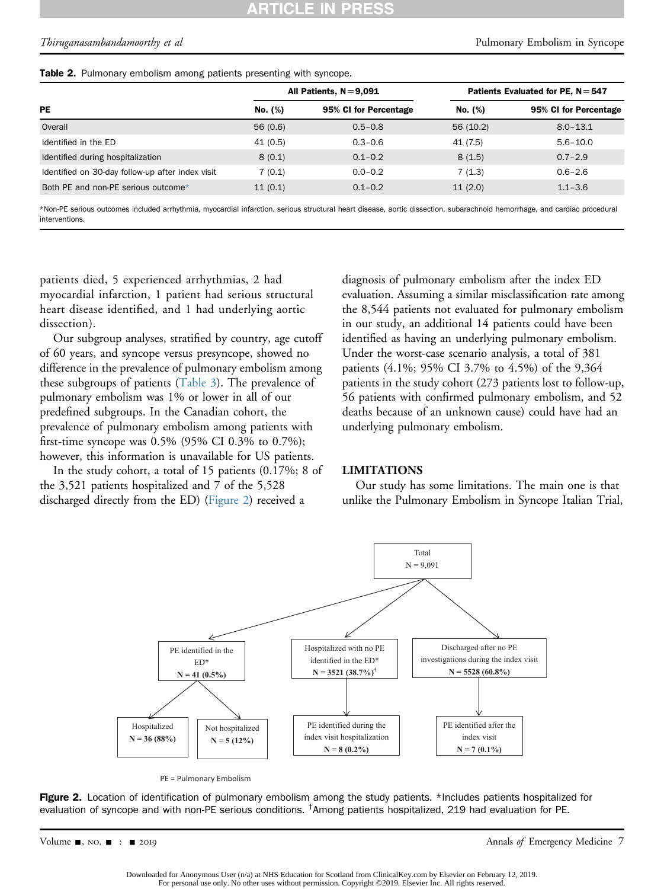**Table 2.** Pulmonary embolism among patients presenting with syncope.

| PE | All Patients, N=9,091 | | Patients Evaluated for PE, N=547 | |
|---|---|---|---|---|
| | No. (%) | 95% CI for Percentage | No. (%) | 95% CI for Percentage |
| Overall | 56 (0.6) | 0.5–0.8 | 56 (10.2) | 8.0–13.1 |
| Identified in the ED | 41 (0.5) | 0.3–0.6 | 41 (7.5) | 5.6–10.0 |
| Identified during hospitalization | 8 (0.1) | 0.1–0.2 | 8 (1.5) | 0.7–2.9 |
| Identified on 30-day follow-up after index visit | 7 (0.1) | 0.0–0.2 | 7 (1.3) | 0.6–2.6 |
| Both PE and non-PE serious outcome* | 11 (0.1) | 0.1–0.2 | 11 (2.0) | 1.1–3.6 |

*Non-PE serious outcomes included arrhythmia, myocardial infarction, serious structural heart disease, aortic dissection, subarachnoid hemorrhage, and cardiac procedural interventions.

patients died, 5 experienced arrhythmias, 2 had myocardial infarction, 1 patient had serious structural heart disease identified, and 1 had underlying aortic dissection).

Our subgroup analyses, stratified by country, age cutoff of 60 years, and syncope versus presyncope, showed no difference in the prevalence of pulmonary embolism among these subgroups of patients (Table 3). The prevalence of pulmonary embolism was 1% or lower in all of our predefined subgroups. In the Canadian cohort, the prevalence of pulmonary embolism among patients with first-time syncope was 0.5% (95% CI 0.3% to 0.7%); however, this information is unavailable for US patients.

In the study cohort, a total of 15 patients (0.17%; 8 of the 3,521 patients hospitalized and 7 of the 5,528 discharged directly from the ED) (Figure 2) received a diagnosis of pulmonary embolism after the index ED evaluation. Assuming a similar misclassification rate among the 8,544 patients not evaluated for pulmonary embolism in our study, an additional 14 patients could have been identified as having an underlying pulmonary embolism. Under the worst-case scenario analysis, a total of 381 patients (4.1%; 95% CI 3.7% to 4.5%) of the 9,364 patients in the study cohort (273 patients lost to follow-up, 56 patients with confirmed pulmonary embolism, and 52 deaths because of an unknown cause) could have had an underlying pulmonary embolism.

## LIMITATIONS

Our study has some limitations. The main one is that unlike the Pulmonary Embolism in Syncope Italian Trial,

Total N = 9,091

- PE identified in the ED* **N = 41 (0.5%)**
  - Hospitalized **N = 36 (88%)**
  - Not hospitalized **N = 5 (12%)**
- Hospitalized with no PE identified in the ED* **N = 3521 (38.7%)**[†]
  - PE identified during the index visit hospitalization **N = 8 (0.2%)**
- Discharged after no PE investigations during the index visit **N = 5528 (60.8%)**
  - PE identified after the index visit **N = 7 (0.1%)**

PE = Pulmonary Embolism

**Figure 2.** Location of identification of pulmonary embolism among the study patients. *Includes patients hospitalized for evaluation of syncope and with non-PE serious conditions. [†]Among patients hospitalized, 219 had evaluation for PE.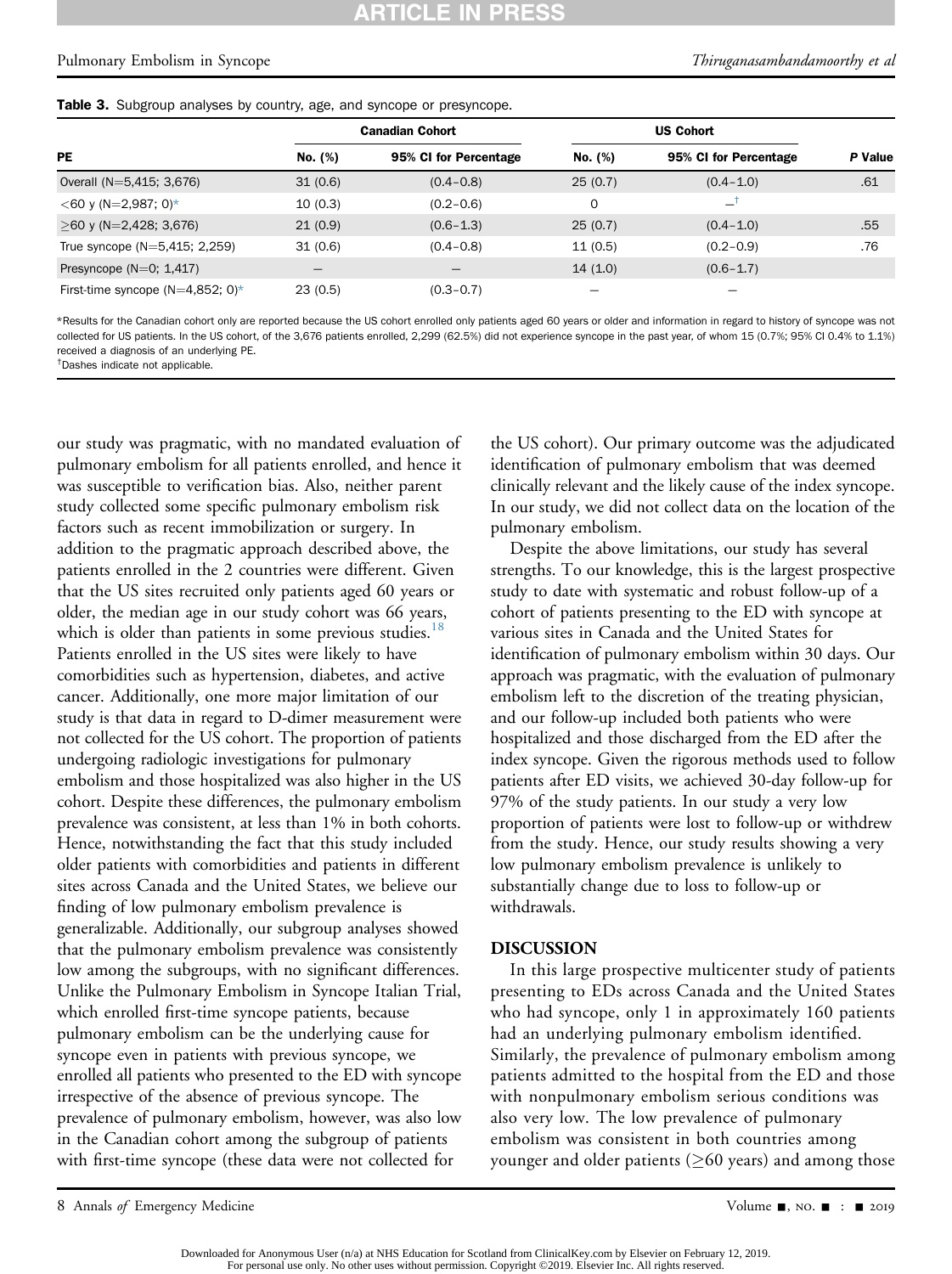**Table 3.** Subgroup analyses by country, age, and syncope or presyncope.

| PE | Canadian Cohort | | US Cohort | | P Value |
|---|---|---|---|---|---|
| | No. (%) | 95% CI for Percentage | No. (%) | 95% CI for Percentage | |
| Overall (N=5,415; 3,676) | 31 (0.6) | (0.4–0.8) | 25 (0.7) | (0.4–1.0) | .61 |
| <60 y (N=2,987; 0)* | 10 (0.3) | (0.2–0.6) | 0 | –[†] | |
| ≥60 y (N=2,428; 3,676) | 21 (0.9) | (0.6–1.3) | 25 (0.7) | (0.4–1.0) | .55 |
| True syncope (N=5,415; 2,259) | 31 (0.6) | (0.4–0.8) | 11 (0.5) | (0.2–0.9) | .76 |
| Presyncope (N=0; 1,417) | – | – | 14 (1.0) | (0.6–1.7) | |
| First-time syncope (N=4,852; 0)* | 23 (0.5) | (0.3–0.7) | – | – | |

*Results for the Canadian cohort only are reported because the US cohort enrolled only patients aged 60 years or older and information in regard to history of syncope was not collected for US patients. In the US cohort, of the 3,676 patients enrolled, 2,299 (62.5%) did not experience syncope in the past year, of whom 15 (0.7%; 95% CI 0.4% to 1.1%) received a diagnosis of an underlying PE.

[†]Dashes indicate not applicable.

our study was pragmatic, with no mandated evaluation of pulmonary embolism for all patients enrolled, and hence it was susceptible to verification bias. Also, neither parent study collected some specific pulmonary embolism risk factors such as recent immobilization or surgery. In addition to the pragmatic approach described above, the patients enrolled in the 2 countries were different. Given that the US sites recruited only patients aged 60 years or older, the median age in our study cohort was 66 years, which is older than patients in some previous studies.[18] Patients enrolled in the US sites were likely to have comorbidities such as hypertension, diabetes, and active cancer. Additionally, one more major limitation of our study is that data in regard to D-dimer measurement were not collected for the US cohort. The proportion of patients undergoing radiologic investigations for pulmonary embolism and those hospitalized was also higher in the US cohort. Despite these differences, the pulmonary embolism prevalence was consistent, at less than 1% in both cohorts. Hence, notwithstanding the fact that this study included older patients with comorbidities and patients in different sites across Canada and the United States, we believe our finding of low pulmonary embolism prevalence is generalizable. Additionally, our subgroup analyses showed that the pulmonary embolism prevalence was consistently low among the subgroups, with no significant differences. Unlike the Pulmonary Embolism in Syncope Italian Trial, which enrolled first-time syncope patients, because pulmonary embolism can be the underlying cause for syncope even in patients with previous syncope, we enrolled all patients who presented to the ED with syncope irrespective of the absence of previous syncope. The prevalence of pulmonary embolism, however, was also low in the Canadian cohort among the subgroup of patients with first-time syncope (these data were not collected for the US cohort). Our primary outcome was the adjudicated identification of pulmonary embolism that was deemed clinically relevant and the likely cause of the index syncope. In our study, we did not collect data on the location of the pulmonary embolism.

Despite the above limitations, our study has several strengths. To our knowledge, this is the largest prospective study to date with systematic and robust follow-up of a cohort of patients presenting to the ED with syncope at various sites in Canada and the United States for identification of pulmonary embolism within 30 days. Our approach was pragmatic, with the evaluation of pulmonary embolism left to the discretion of the treating physician, and our follow-up included both patients who were hospitalized and those discharged from the ED after the index syncope. Given the rigorous methods used to follow patients after ED visits, we achieved 30-day follow-up for 97% of the study patients. In our study a very low proportion of patients were lost to follow-up or withdrew from the study. Hence, our study results showing a very low pulmonary embolism prevalence is unlikely to substantially change due to loss to follow-up or withdrawals.

## DISCUSSION

In this large prospective multicenter study of patients presenting to EDs across Canada and the United States who had syncope, only 1 in approximately 160 patients had an underlying pulmonary embolism identified. Similarly, the prevalence of pulmonary embolism among patients admitted to the hospital from the ED and those with nonpulmonary embolism serious conditions was also very low. The low prevalence of pulmonary embolism was consistent in both countries among younger and older patients (≥60 years) and among those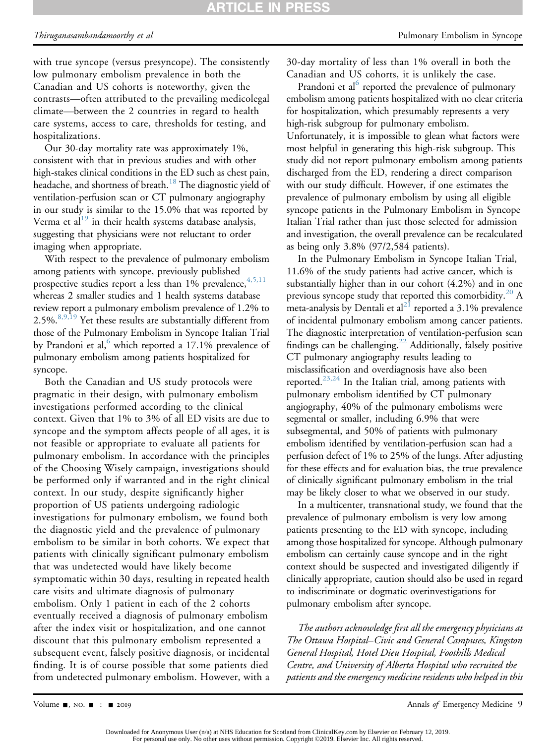with true syncope (versus presyncope). The consistently low pulmonary embolism prevalence in both the Canadian and US cohorts is noteworthy, given the contrasts—often attributed to the prevailing medicolegal climate—between the 2 countries in regard to health care systems, access to care, thresholds for testing, and hospitalizations.

Our 30-day mortality rate was approximately 1%, consistent with that in previous studies and with other high-stakes clinical conditions in the ED such as chest pain, headache, and shortness of breath.[18] The diagnostic yield of ventilation-perfusion scan or CT pulmonary angiography in our study is similar to the 15.0% that was reported by Verma et al[19] in their health systems database analysis, suggesting that physicians were not reluctant to order imaging when appropriate.

With respect to the prevalence of pulmonary embolism among patients with syncope, previously published prospective studies report a less than 1% prevalence,[4,5,11] whereas 2 smaller studies and 1 health systems database review report a pulmonary embolism prevalence of 1.2% to 2.5%.[8,9,19] Yet these results are substantially different from those of the Pulmonary Embolism in Syncope Italian Trial by Prandoni et al,[6] which reported a 17.1% prevalence of pulmonary embolism among patients hospitalized for syncope.

Both the Canadian and US study protocols were pragmatic in their design, with pulmonary embolism investigations performed according to the clinical context. Given that 1% to 3% of all ED visits are due to syncope and the symptom affects people of all ages, it is not feasible or appropriate to evaluate all patients for pulmonary embolism. In accordance with the principles of the Choosing Wisely campaign, investigations should be performed only if warranted and in the right clinical context. In our study, despite significantly higher proportion of US patients undergoing radiologic investigations for pulmonary embolism, we found both the diagnostic yield and the prevalence of pulmonary embolism to be similar in both cohorts. We expect that patients with clinically significant pulmonary embolism that was undetected would have likely become symptomatic within 30 days, resulting in repeated health care visits and ultimate diagnosis of pulmonary embolism. Only 1 patient in each of the 2 cohorts eventually received a diagnosis of pulmonary embolism after the index visit or hospitalization, and one cannot discount that this pulmonary embolism represented a subsequent event, falsely positive diagnosis, or incidental finding. It is of course possible that some patients died from undetected pulmonary embolism. However, with a 30-day mortality of less than 1% overall in both the Canadian and US cohorts, it is unlikely the case.

Prandoni et al[6] reported the prevalence of pulmonary embolism among patients hospitalized with no clear criteria for hospitalization, which presumably represents a very high-risk subgroup for pulmonary embolism. Unfortunately, it is impossible to glean what factors were most helpful in generating this high-risk subgroup. This study did not report pulmonary embolism among patients discharged from the ED, rendering a direct comparison with our study difficult. However, if one estimates the prevalence of pulmonary embolism by using all eligible syncope patients in the Pulmonary Embolism in Syncope Italian Trial rather than just those selected for admission and investigation, the overall prevalence can be recalculated as being only 3.8% (97/2,584 patients).

In the Pulmonary Embolism in Syncope Italian Trial, 11.6% of the study patients had active cancer, which is substantially higher than in our cohort (4.2%) and in one previous syncope study that reported this comorbidity.[20] A meta-analysis by Dentali et al[21] reported a 3.1% prevalence of incidental pulmonary embolism among cancer patients. The diagnostic interpretation of ventilation-perfusion scan findings can be challenging.[22] Additionally, falsely positive CT pulmonary angiography results leading to misclassification and overdiagnosis have also been reported.[23,24] In the Italian trial, among patients with pulmonary embolism identified by CT pulmonary angiography, 40% of the pulmonary embolisms were segmental or smaller, including 6.9% that were subsegmental, and 50% of patients with pulmonary embolism identified by ventilation-perfusion scan had a perfusion defect of 1% to 25% of the lungs. After adjusting for these effects and for evaluation bias, the true prevalence of clinically significant pulmonary embolism in the trial may be likely closer to what we observed in our study.

In a multicenter, transnational study, we found that the prevalence of pulmonary embolism is very low among patients presenting to the ED with syncope, including among those hospitalized for syncope. Although pulmonary embolism can certainly cause syncope and in the right context should be suspected and investigated diligently if clinically appropriate, caution should also be used in regard to indiscriminate or dogmatic overinvestigations for pulmonary embolism after syncope.

*The authors acknowledge first all the emergency physicians at The Ottawa Hospital–Civic and General Campuses, Kingston General Hospital, Hotel Dieu Hospital, Foothills Medical Centre, and University of Alberta Hospital who recruited the patients and the emergency medicine residents who helped in this*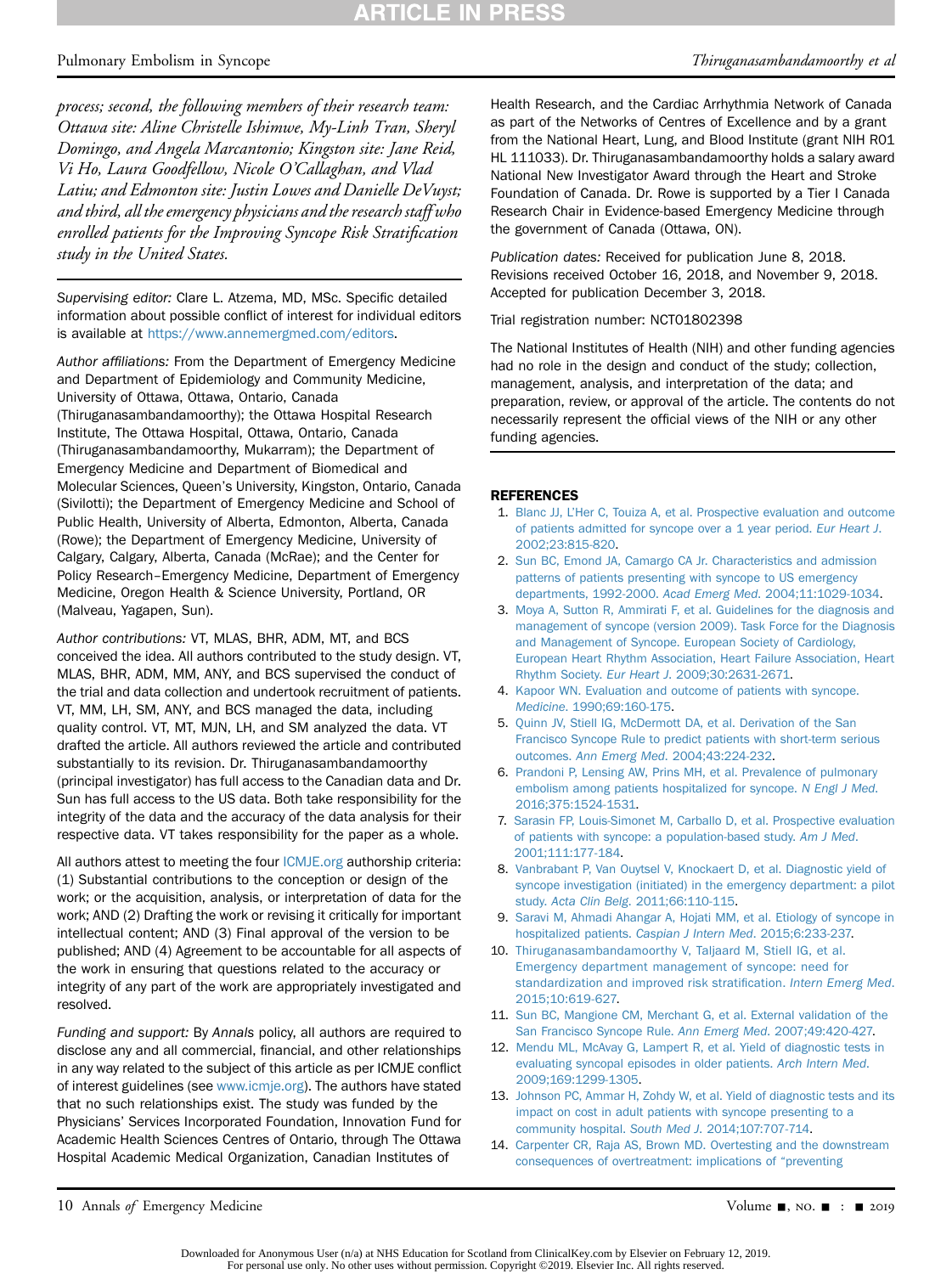*process; second, the following members of their research team: Ottawa site: Aline Christelle Ishimwe, My-Linh Tran, Sheryl Domingo, and Angela Marcantonio; Kingston site: Jane Reid, Vi Ho, Laura Goodfellow, Nicole O'Callaghan, and Vlad Latiu; and Edmonton site: Justin Lowes and Danielle DeVuyst; and third, all the emergency physicians and the research staff who enrolled patients for the Improving Syncope Risk Stratification study in the United States.*

*Supervising editor:* Clare L. Atzema, MD, MSc. Specific detailed information about possible conflict of interest for individual editors is available at https://www.annemergmed.com/editors.

*Author affiliations:* From the Department of Emergency Medicine and Department of Epidemiology and Community Medicine, University of Ottawa, Ottawa, Ontario, Canada (Thiruganasambandamoorthy); the Ottawa Hospital Research Institute, The Ottawa Hospital, Ottawa, Ontario, Canada (Thiruganasambandamoorthy, Mukarram); the Department of Emergency Medicine and Department of Biomedical and Molecular Sciences, Queen's University, Kingston, Ontario, Canada (Sivilotti); the Department of Emergency Medicine and School of Public Health, University of Alberta, Edmonton, Alberta, Canada (Rowe); the Department of Emergency Medicine, University of Calgary, Calgary, Alberta, Canada (McRae); and the Center for Policy Research–Emergency Medicine, Department of Emergency Medicine, Oregon Health & Science University, Portland, OR (Malveau, Yagapen, Sun).

*Author contributions:* VT, MLAS, BHR, ADM, MT, and BCS conceived the idea. All authors contributed to the study design. VT, MLAS, BHR, ADM, MM, ANY, and BCS supervised the conduct of the trial and data collection and undertook recruitment of patients. VT, MM, LH, SM, ANY, and BCS managed the data, including quality control. VT, MT, MJN, LH, and SM analyzed the data. VT drafted the article. All authors reviewed the article and contributed substantially to its revision. Dr. Thiruganasambandamoorthy (principal investigator) has full access to the Canadian data and Dr. Sun has full access to the US data. Both take responsibility for the integrity of the data and the accuracy of the data analysis for their respective data. VT takes responsibility for the paper as a whole.

All authors attest to meeting the four ICMJE.org authorship criteria: (1) Substantial contributions to the conception or design of the work; or the acquisition, analysis, or interpretation of data for the work; AND (2) Drafting the work or revising it critically for important intellectual content; AND (3) Final approval of the version to be published; AND (4) Agreement to be accountable for all aspects of the work in ensuring that questions related to the accuracy or integrity of any part of the work are appropriately investigated and resolved.

*Funding and support:* By *Annals* policy, all authors are required to disclose any and all commercial, financial, and other relationships in any way related to the subject of this article as per ICMJE conflict of interest guidelines (see www.icmje.org). The authors have stated that no such relationships exist. The study was funded by the Physicians' Services Incorporated Foundation, Innovation Fund for Academic Health Sciences Centres of Ontario, through The Ottawa Hospital Academic Medical Organization, Canadian Institutes of Health Research, and the Cardiac Arrhythmia Network of Canada as part of the Networks of Centres of Excellence and by a grant from the National Heart, Lung, and Blood Institute (grant NIH R01 HL 111033). Dr. Thiruganasambandamoorthy holds a salary award National New Investigator Award through the Heart and Stroke Foundation of Canada. Dr. Rowe is supported by a Tier I Canada Research Chair in Evidence-based Emergency Medicine through the government of Canada (Ottawa, ON).

*Publication dates:* Received for publication June 8, 2018. Revisions received October 16, 2018, and November 9, 2018. Accepted for publication December 3, 2018.

Trial registration number: NCT01802398

The National Institutes of Health (NIH) and other funding agencies had no role in the design and conduct of the study; collection, management, analysis, and interpretation of the data; and preparation, review, or approval of the article. The contents do not necessarily represent the official views of the NIH or any other funding agencies.

## REFERENCES

1. Blanc JJ, L'Her C, Touiza A, et al. Prospective evaluation and outcome of patients admitted for syncope over a 1 year period. *Eur Heart J*. 2002;23:815-820.
2. Sun BC, Emond JA, Camargo CA Jr. Characteristics and admission patterns of patients presenting with syncope to US emergency departments, 1992-2000. *Acad Emerg Med*. 2004;11:1029-1034.
3. Moya A, Sutton R, Ammirati F, et al. Guidelines for the diagnosis and management of syncope (version 2009). Task Force for the Diagnosis and Management of Syncope. European Society of Cardiology, European Heart Rhythm Association, Heart Failure Association, Heart Rhythm Society. *Eur Heart J*. 2009;30:2631-2671.
4. Kapoor WN. Evaluation and outcome of patients with syncope. *Medicine*. 1990;69:160-175.
5. Quinn JV, Stiell IG, McDermott DA, et al. Derivation of the San Francisco Syncope Rule to predict patients with short-term serious outcomes. *Ann Emerg Med*. 2004;43:224-232.
6. Prandoni P, Lensing AW, Prins MH, et al. Prevalence of pulmonary embolism among patients hospitalized for syncope. *N Engl J Med*. 2016;375:1524-1531.
7. Sarasin FP, Louis-Simonet M, Carballo D, et al. Prospective evaluation of patients with syncope: a population-based study. *Am J Med*. 2001;111:177-184.
8. Vanbrabant P, Van Ouytsel V, Knockaert D, et al. Diagnostic yield of syncope investigation (initiated) in the emergency department: a pilot study. *Acta Clin Belg*. 2011;66:110-115.
9. Saravi M, Ahmadi Ahangar A, Hojati MM, et al. Etiology of syncope in hospitalized patients. *Caspian J Intern Med*. 2015;6:233-237.
10. Thiruganasambandamoorthy V, Taljaard M, Stiell IG, et al. Emergency department management of syncope: need for standardization and improved risk stratification. *Intern Emerg Med*. 2015;10:619-627.
11. Sun BC, Mangione CM, Merchant G, et al. External validation of the San Francisco Syncope Rule. *Ann Emerg Med*. 2007;49:420-427.
12. Mendu ML, McAvay G, Lampert R, et al. Yield of diagnostic tests in evaluating syncopal episodes in older patients. *Arch Intern Med*. 2009;169:1299-1305.
13. Johnson PC, Ammar H, Zohdy W, et al. Yield of diagnostic tests and its impact on cost in adult patients with syncope presenting to a community hospital. *South Med J*. 2014;107:707-714.
14. Carpenter CR, Raja AS, Brown MD. Overtesting and the downstream consequences of overtreatment: implications of "preventing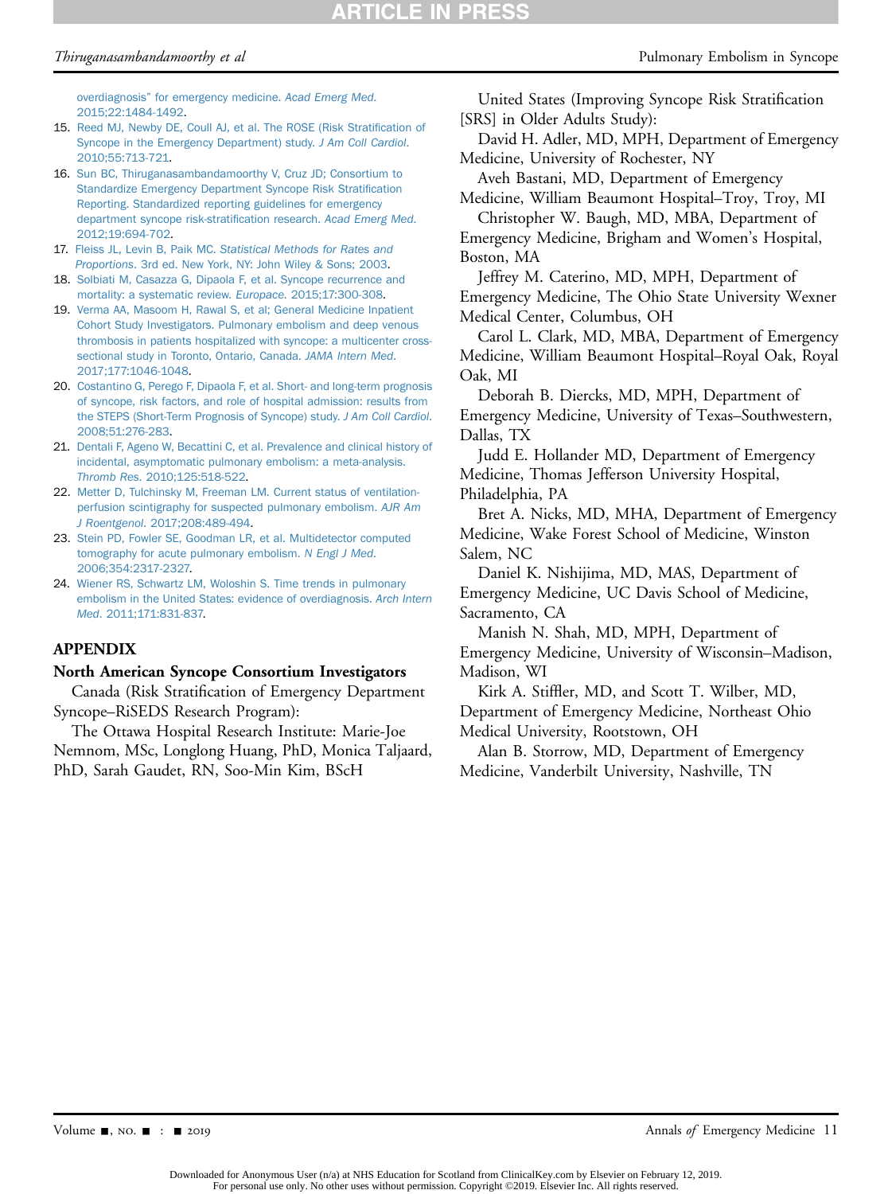overdiagnosis" for emergency medicine. *Acad Emerg Med.* 2015;22:1484-1492.

15. Reed MJ, Newby DE, Coull AJ, et al. The ROSE (Risk Stratification of Syncope in the Emergency Department) study. *J Am Coll Cardiol.* 2010;55:713-721.
16. Sun BC, Thiruganasambandamoorthy V, Cruz JD; Consortium to Standardize Emergency Department Syncope Risk Stratification Reporting. Standardized reporting guidelines for emergency department syncope risk-stratification research. *Acad Emerg Med.* 2012;19:694-702.
17. Fleiss JL, Levin B, Paik MC. *Statistical Methods for Rates and Proportions*. 3rd ed. New York, NY: John Wiley & Sons; 2003.
18. Solbiati M, Casazza G, Dipaola F, et al. Syncope recurrence and mortality: a systematic review. *Europace.* 2015;17:300-308.
19. Verma AA, Masoom H, Rawal S, et al; General Medicine Inpatient Cohort Study Investigators. Pulmonary embolism and deep venous thrombosis in patients hospitalized with syncope: a multicenter cross-sectional study in Toronto, Ontario, Canada. *JAMA Intern Med.* 2017;177:1046-1048.
20. Costantino G, Perego F, Dipaola F, et al. Short- and long-term prognosis of syncope, risk factors, and role of hospital admission: results from the STEPS (Short-Term Prognosis of Syncope) study. *J Am Coll Cardiol.* 2008;51:276-283.
21. Dentali F, Ageno W, Becattini C, et al. Prevalence and clinical history of incidental, asymptomatic pulmonary embolism: a meta-analysis. *Thromb Res.* 2010;125:518-522.
22. Metter D, Tulchinsky M, Freeman LM. Current status of ventilation-perfusion scintigraphy for suspected pulmonary embolism. *AJR Am J Roentgenol.* 2017;208:489-494.
23. Stein PD, Fowler SE, Goodman LR, et al. Multidetector computed tomography for acute pulmonary embolism. *N Engl J Med.* 2006;354:2317-2327.
24. Wiener RS, Schwartz LM, Woloshin S. Time trends in pulmonary embolism in the United States: evidence of overdiagnosis. *Arch Intern Med.* 2011;171:831-837.

## APPENDIX

### North American Syncope Consortium Investigators

Canada (Risk Stratification of Emergency Department Syncope–RiSEDS Research Program):

The Ottawa Hospital Research Institute: Marie-Joe Nemnom, MSc, Longlong Huang, PhD, Monica Taljaard, PhD, Sarah Gaudet, RN, Soo-Min Kim, BScH

United States (Improving Syncope Risk Stratification [SRS] in Older Adults Study):

David H. Adler, MD, MPH, Department of Emergency Medicine, University of Rochester, NY

Aveh Bastani, MD, Department of Emergency Medicine, William Beaumont Hospital–Troy, Troy, MI

Christopher W. Baugh, MD, MBA, Department of Emergency Medicine, Brigham and Women's Hospital, Boston, MA

Jeffrey M. Caterino, MD, MPH, Department of Emergency Medicine, The Ohio State University Wexner Medical Center, Columbus, OH

Carol L. Clark, MD, MBA, Department of Emergency Medicine, William Beaumont Hospital–Royal Oak, Royal Oak, MI

Deborah B. Diercks, MD, MPH, Department of Emergency Medicine, University of Texas–Southwestern, Dallas, TX

Judd E. Hollander MD, Department of Emergency Medicine, Thomas Jefferson University Hospital, Philadelphia, PA

Bret A. Nicks, MD, MHA, Department of Emergency Medicine, Wake Forest School of Medicine, Winston Salem, NC

Daniel K. Nishijima, MD, MAS, Department of Emergency Medicine, UC Davis School of Medicine, Sacramento, CA

Manish N. Shah, MD, MPH, Department of Emergency Medicine, University of Wisconsin–Madison, Madison, WI

Kirk A. Stiffler, MD, and Scott T. Wilber, MD, Department of Emergency Medicine, Northeast Ohio Medical University, Rootstown, OH

Alan B. Storrow, MD, Department of Emergency Medicine, Vanderbilt University, Nashville, TN